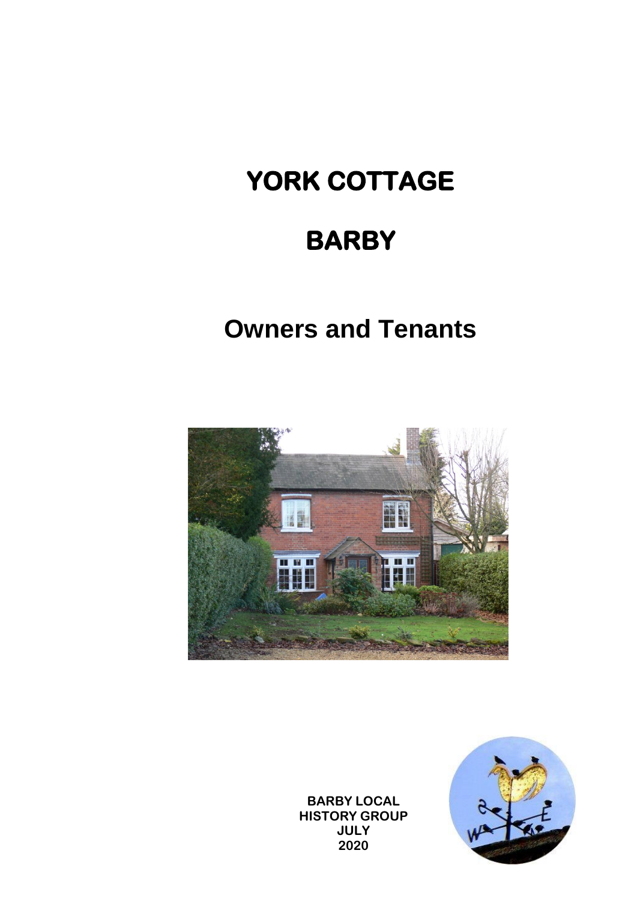# YORK COTTAGE

# BARBY

## Owners and Tenants

**BARBY LOCAL HISTORY GROUP**
**JULY**
**2020**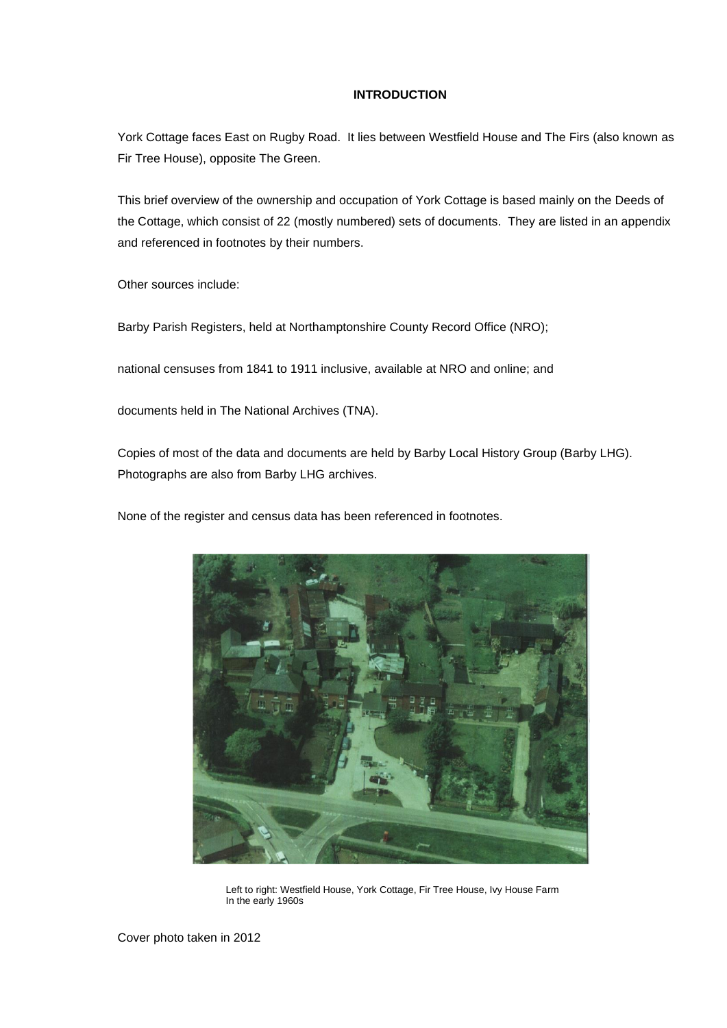# INTRODUCTION

York Cottage faces East on Rugby Road. It lies between Westfield House and The Firs (also known as Fir Tree House), opposite The Green.

This brief overview of the ownership and occupation of York Cottage is based mainly on the Deeds of the Cottage, which consist of 22 (mostly numbered) sets of documents. They are listed in an appendix and referenced in footnotes by their numbers.

Other sources include:

Barby Parish Registers, held at Northamptonshire County Record Office (NRO);

national censuses from 1841 to 1911 inclusive, available at NRO and online; and

documents held in The National Archives (TNA).

Copies of most of the data and documents are held by Barby Local History Group (Barby LHG). Photographs are also from Barby LHG archives.

None of the register and census data has been referenced in footnotes.

Left to right: Westfield House, York Cottage, Fir Tree House, Ivy House Farm
In the early 1960s

Cover photo taken in 2012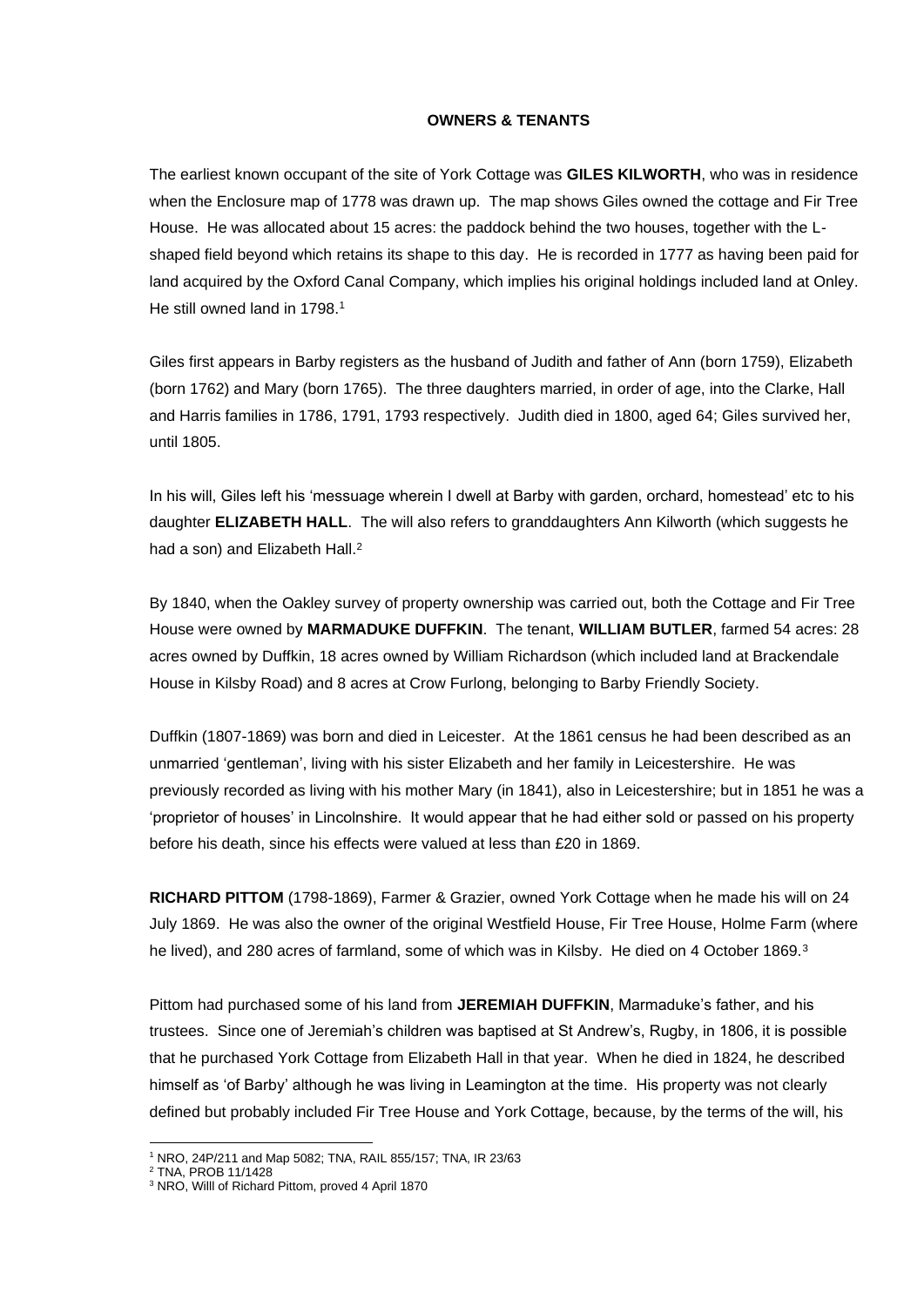## OWNERS & TENANTS

The earliest known occupant of the site of York Cottage was **GILES KILWORTH**, who was in residence when the Enclosure map of 1778 was drawn up. The map shows Giles owned the cottage and Fir Tree House. He was allocated about 15 acres: the paddock behind the two houses, together with the L-shaped field beyond which retains its shape to this day. He is recorded in 1777 as having been paid for land acquired by the Oxford Canal Company, which implies his original holdings included land at Onley. He still owned land in 1798.[1]

Giles first appears in Barby registers as the husband of Judith and father of Ann (born 1759), Elizabeth (born 1762) and Mary (born 1765). The three daughters married, in order of age, into the Clarke, Hall and Harris families in 1786, 1791, 1793 respectively. Judith died in 1800, aged 64; Giles survived her, until 1805.

In his will, Giles left his 'messuage wherein I dwell at Barby with garden, orchard, homestead' etc to his daughter **ELIZABETH HALL**. The will also refers to granddaughters Ann Kilworth (which suggests he had a son) and Elizabeth Hall.[2]

By 1840, when the Oakley survey of property ownership was carried out, both the Cottage and Fir Tree House were owned by **MARMADUKE DUFFKIN**. The tenant, **WILLIAM BUTLER**, farmed 54 acres: 28 acres owned by Duffkin, 18 acres owned by William Richardson (which included land at Brackendale House in Kilsby Road) and 8 acres at Crow Furlong, belonging to Barby Friendly Society.

Duffkin (1807-1869) was born and died in Leicester. At the 1861 census he had been described as an unmarried 'gentleman', living with his sister Elizabeth and her family in Leicestershire. He was previously recorded as living with his mother Mary (in 1841), also in Leicestershire; but in 1851 he was a 'proprietor of houses' in Lincolnshire. It would appear that he had either sold or passed on his property before his death, since his effects were valued at less than £20 in 1869.

**RICHARD PITTOM** (1798-1869), Farmer & Grazier, owned York Cottage when he made his will on 24 July 1869. He was also the owner of the original Westfield House, Fir Tree House, Holme Farm (where he lived), and 280 acres of farmland, some of which was in Kilsby. He died on 4 October 1869.[3]

Pittom had purchased some of his land from **JEREMIAH DUFFKIN**, Marmaduke's father, and his trustees. Since one of Jeremiah's children was baptised at St Andrew's, Rugby, in 1806, it is possible that he purchased York Cottage from Elizabeth Hall in that year. When he died in 1824, he described himself as 'of Barby' although he was living in Leamington at the time. His property was not clearly defined but probably included Fir Tree House and York Cottage, because, by the terms of the will, his

---

[1] NRO, 24P/211 and Map 5082; TNA, RAIL 855/157; TNA, IR 23/63

[2] TNA, PROB 11/1428

[3] NRO, Willl of Richard Pittom, proved 4 April 1870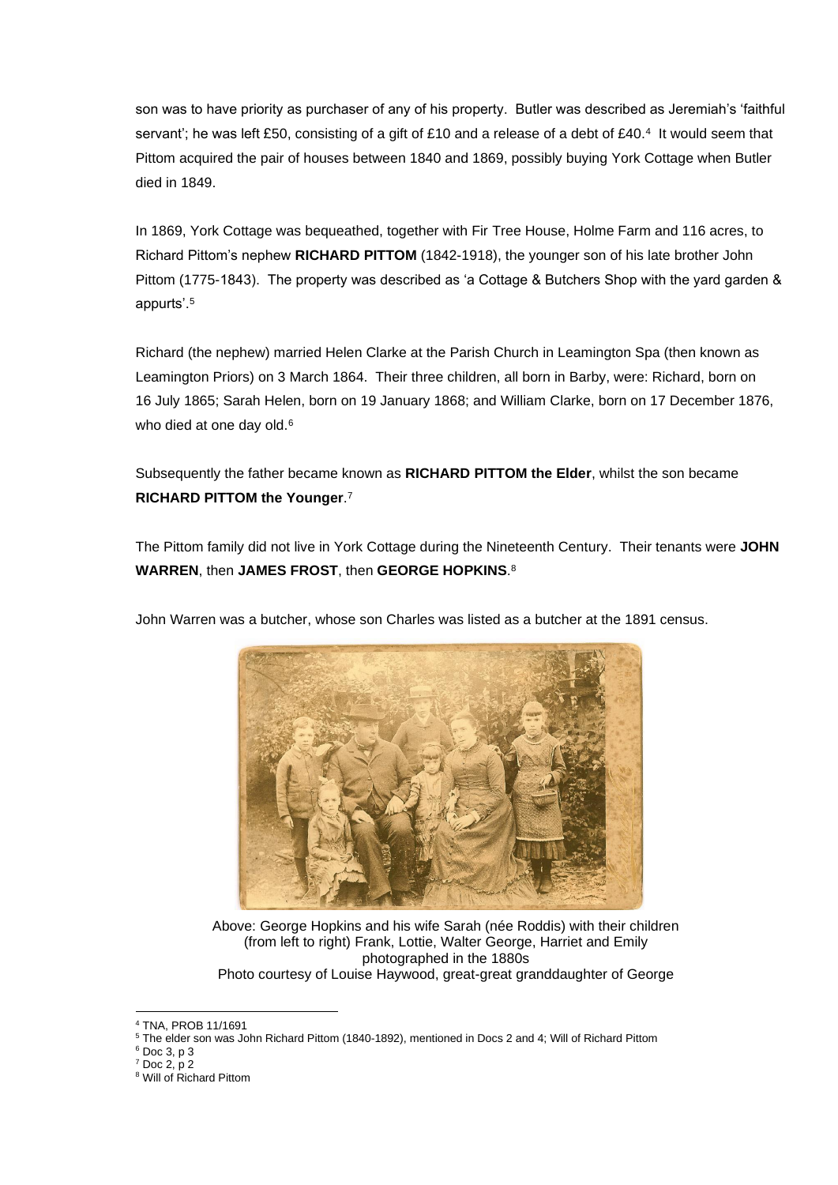son was to have priority as purchaser of any of his property. Butler was described as Jeremiah's 'faithful servant'; he was left £50, consisting of a gift of £10 and a release of a debt of £40.[4] It would seem that Pittom acquired the pair of houses between 1840 and 1869, possibly buying York Cottage when Butler died in 1849.

In 1869, York Cottage was bequeathed, together with Fir Tree House, Holme Farm and 116 acres, to Richard Pittom's nephew **RICHARD PITTOM** (1842-1918), the younger son of his late brother John Pittom (1775-1843). The property was described as 'a Cottage & Butchers Shop with the yard garden & appurts'.[5]

Richard (the nephew) married Helen Clarke at the Parish Church in Leamington Spa (then known as Leamington Priors) on 3 March 1864. Their three children, all born in Barby, were: Richard, born on 16 July 1865; Sarah Helen, born on 19 January 1868; and William Clarke, born on 17 December 1876, who died at one day old.[6]

Subsequently the father became known as **RICHARD PITTOM the Elder**, whilst the son became **RICHARD PITTOM the Younger**.[7]

The Pittom family did not live in York Cottage during the Nineteenth Century. Their tenants were **JOHN WARREN**, then **JAMES FROST**, then **GEORGE HOPKINS**.[8]

John Warren was a butcher, whose son Charles was listed as a butcher at the 1891 census.

Above: George Hopkins and his wife Sarah (née Roddis) with their children (from left to right) Frank, Lottie, Walter George, Harriet and Emily photographed in the 1880s
Photo courtesy of Louise Haywood, great-great granddaughter of George

---

[4] TNA, PROB 11/1691

[5] The elder son was John Richard Pittom (1840-1892), mentioned in Docs 2 and 4; Will of Richard Pittom

[6] Doc 3, p 3

[7] Doc 2, p 2

[8] Will of Richard Pittom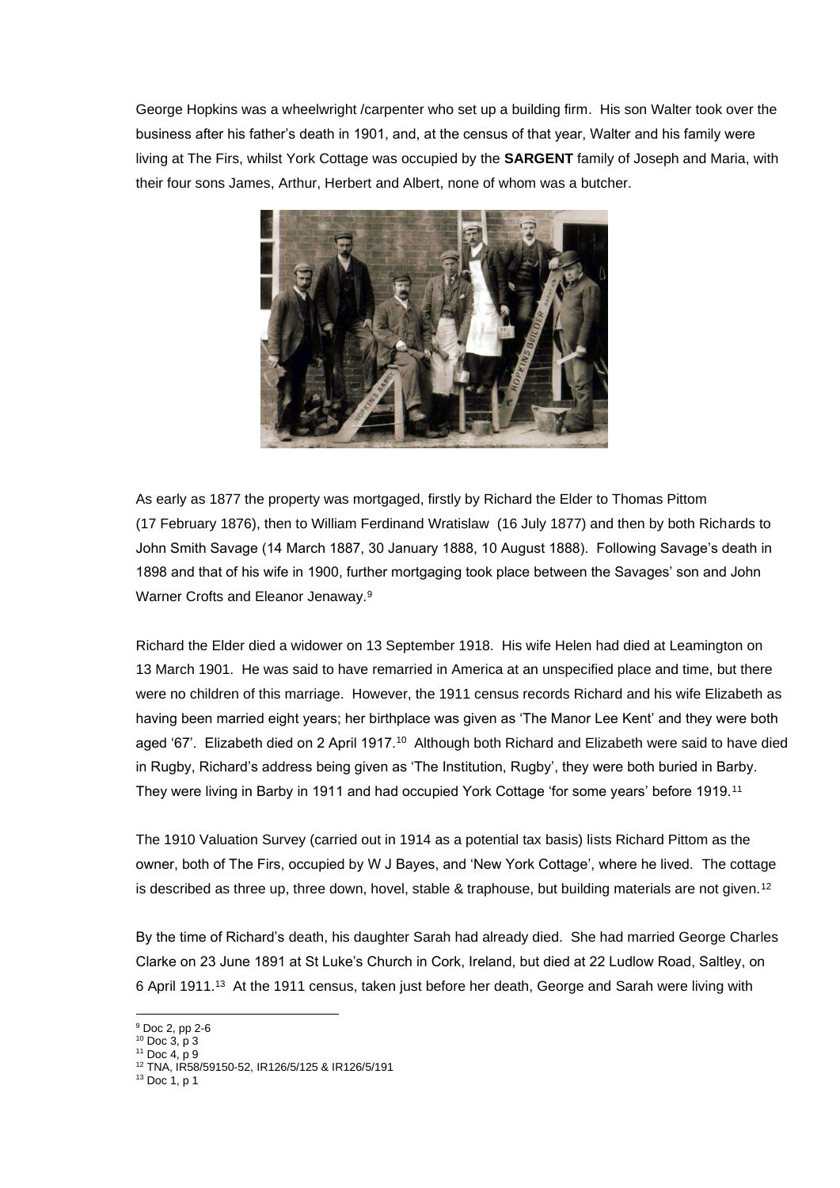George Hopkins was a wheelwright /carpenter who set up a building firm. His son Walter took over the business after his father's death in 1901, and, at the census of that year, Walter and his family were living at The Firs, whilst York Cottage was occupied by the **SARGENT** family of Joseph and Maria, with their four sons James, Arthur, Herbert and Albert, none of whom was a butcher.

As early as 1877 the property was mortgaged, firstly by Richard the Elder to Thomas Pittom (17 February 1876), then to William Ferdinand Wratislaw (16 July 1877) and then by both Richards to John Smith Savage (14 March 1887, 30 January 1888, 10 August 1888). Following Savage's death in 1898 and that of his wife in 1900, further mortgaging took place between the Savages' son and John Warner Crofts and Eleanor Jenaway.[9]

Richard the Elder died a widower on 13 September 1918. His wife Helen had died at Leamington on 13 March 1901. He was said to have remarried in America at an unspecified place and time, but there were no children of this marriage. However, the 1911 census records Richard and his wife Elizabeth as having been married eight years; her birthplace was given as 'The Manor Lee Kent' and they were both aged '67'. Elizabeth died on 2 April 1917.[10] Although both Richard and Elizabeth were said to have died in Rugby, Richard's address being given as 'The Institution, Rugby', they were both buried in Barby. They were living in Barby in 1911 and had occupied York Cottage 'for some years' before 1919.[11]

The 1910 Valuation Survey (carried out in 1914 as a potential tax basis) lists Richard Pittom as the owner, both of The Firs, occupied by W J Bayes, and 'New York Cottage', where he lived. The cottage is described as three up, three down, hovel, stable & traphouse, but building materials are not given.[12]

By the time of Richard's death, his daughter Sarah had already died. She had married George Charles Clarke on 23 June 1891 at St Luke's Church in Cork, Ireland, but died at 22 Ludlow Road, Saltley, on 6 April 1911.[13] At the 1911 census, taken just before her death, George and Sarah were living with

---

[9] Doc 2, pp 2-6
[10] Doc 3, p 3
[11] Doc 4, p 9
[12] TNA, IR58/59150-52, IR126/5/125 & IR126/5/191
[13] Doc 1, p 1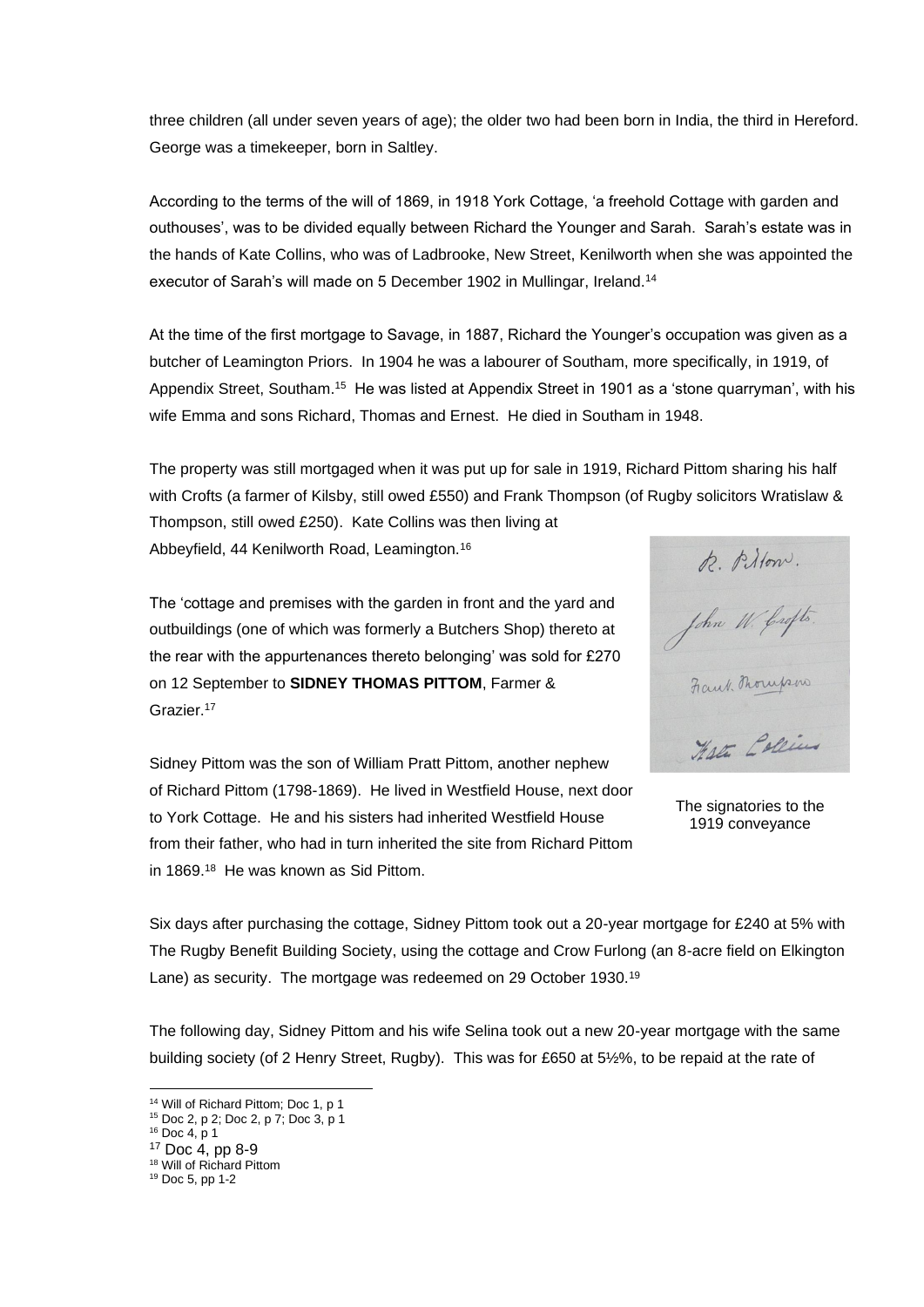three children (all under seven years of age); the older two had been born in India, the third in Hereford. George was a timekeeper, born in Saltley.

According to the terms of the will of 1869, in 1918 York Cottage, 'a freehold Cottage with garden and outhouses', was to be divided equally between Richard the Younger and Sarah. Sarah's estate was in the hands of Kate Collins, who was of Ladbrooke, New Street, Kenilworth when she was appointed the executor of Sarah's will made on 5 December 1902 in Mullingar, Ireland.[14]

At the time of the first mortgage to Savage, in 1887, Richard the Younger's occupation was given as a butcher of Leamington Priors. In 1904 he was a labourer of Southam, more specifically, in 1919, of Appendix Street, Southam.[15] He was listed at Appendix Street in 1901 as a 'stone quarryman', with his wife Emma and sons Richard, Thomas and Ernest. He died in Southam in 1948.

The property was still mortgaged when it was put up for sale in 1919, Richard Pittom sharing his half with Crofts (a farmer of Kilsby, still owed £550) and Frank Thompson (of Rugby solicitors Wratislaw & Thompson, still owed £250). Kate Collins was then living at Abbeyfield, 44 Kenilworth Road, Leamington.[16]

The 'cottage and premises with the garden in front and the yard and outbuildings (one of which was formerly a Butchers Shop) thereto at the rear with the appurtenances thereto belonging' was sold for £270 on 12 September to **SIDNEY THOMAS PITTOM**, Farmer & Grazier.[17]

R. Pittom.
John W. Crofts.
Frank Thompson
Kate Collins

The signatories to the 1919 conveyance

Sidney Pittom was the son of William Pratt Pittom, another nephew of Richard Pittom (1798-1869). He lived in Westfield House, next door to York Cottage. He and his sisters had inherited Westfield House from their father, who had in turn inherited the site from Richard Pittom in 1869.[18] He was known as Sid Pittom.

Six days after purchasing the cottage, Sidney Pittom took out a 20-year mortgage for £240 at 5% with The Rugby Benefit Building Society, using the cottage and Crow Furlong (an 8-acre field on Elkington Lane) as security. The mortgage was redeemed on 29 October 1930.[19]

The following day, Sidney Pittom and his wife Selina took out a new 20-year mortgage with the same building society (of 2 Henry Street, Rugby). This was for £650 at 5½%, to be repaid at the rate of

[14] Will of Richard Pittom; Doc 1, p 1
[15] Doc 2, p 2; Doc 2, p 7; Doc 3, p 1
[16] Doc 4, p 1
[17] Doc 4, pp 8-9
[18] Will of Richard Pittom
[19] Doc 5, pp 1-2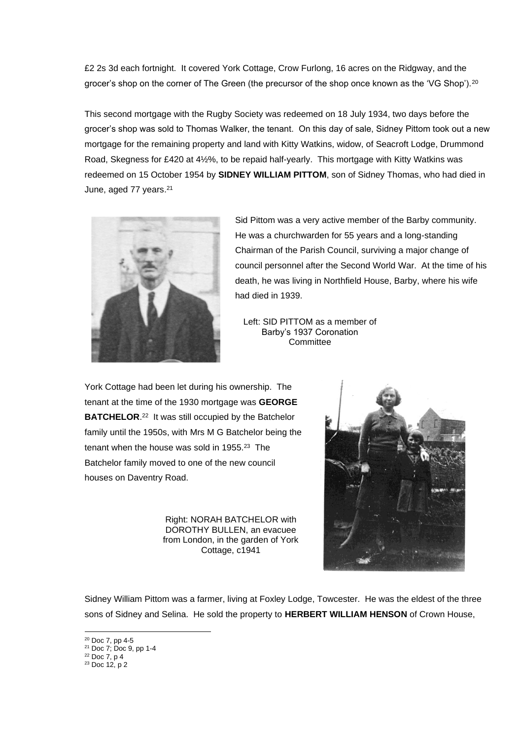£2 2s 3d each fortnight. It covered York Cottage, Crow Furlong, 16 acres on the Ridgway, and the grocer's shop on the corner of The Green (the precursor of the shop once known as the 'VG Shop').[20]

This second mortgage with the Rugby Society was redeemed on 18 July 1934, two days before the grocer's shop was sold to Thomas Walker, the tenant. On this day of sale, Sidney Pittom took out a new mortgage for the remaining property and land with Kitty Watkins, widow, of Seacroft Lodge, Drummond Road, Skegness for £420 at 4½%, to be repaid half-yearly. This mortgage with Kitty Watkins was redeemed on 15 October 1954 by **SIDNEY WILLIAM PITTOM**, son of Sidney Thomas, who had died in June, aged 77 years.[21]

Sid Pittom was a very active member of the Barby community. He was a churchwarden for 55 years and a long-standing Chairman of the Parish Council, surviving a major change of council personnel after the Second World War. At the time of his death, he was living in Northfield House, Barby, where his wife had died in 1939.

Left: SID PITTOM as a member of Barby's 1937 Coronation Committee

York Cottage had been let during his ownership. The tenant at the time of the 1930 mortgage was **GEORGE BATCHELOR**.[22] It was still occupied by the Batchelor family until the 1950s, with Mrs M G Batchelor being the tenant when the house was sold in 1955.[23] The Batchelor family moved to one of the new council houses on Daventry Road.

Right: NORAH BATCHELOR with DOROTHY BULLEN, an evacuee from London, in the garden of York Cottage, c1941

Sidney William Pittom was a farmer, living at Foxley Lodge, Towcester. He was the eldest of the three sons of Sidney and Selina. He sold the property to **HERBERT WILLIAM HENSON** of Crown House,

[20] Doc 7, pp 4-5
[21] Doc 7; Doc 9, pp 1-4
[22] Doc 7, p 4
[23] Doc 12, p 2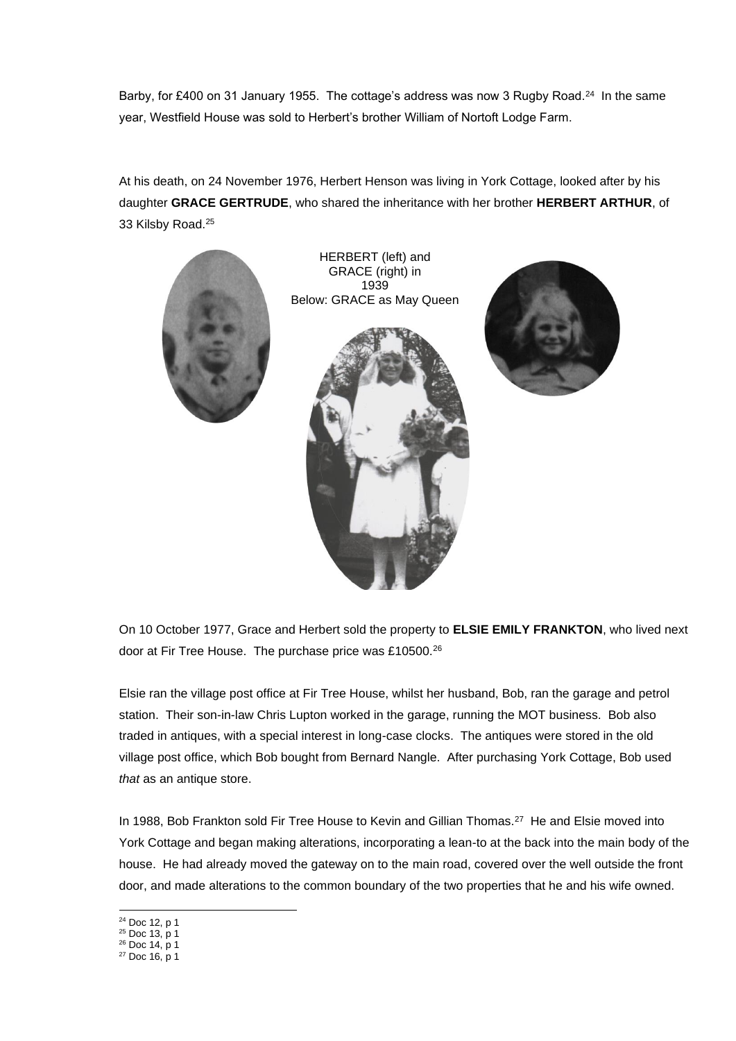Barby, for £400 on 31 January 1955. The cottage's address was now 3 Rugby Road.[24] In the same year, Westfield House was sold to Herbert's brother William of Nortoft Lodge Farm.

At his death, on 24 November 1976, Herbert Henson was living in York Cottage, looked after by his daughter **GRACE GERTRUDE**, who shared the inheritance with her brother **HERBERT ARTHUR**, of 33 Kilsby Road.[25]

HERBERT (left) and GRACE (right) in 1939
Below: GRACE as May Queen

On 10 October 1977, Grace and Herbert sold the property to **ELSIE EMILY FRANKTON**, who lived next door at Fir Tree House. The purchase price was £10500.[26]

Elsie ran the village post office at Fir Tree House, whilst her husband, Bob, ran the garage and petrol station. Their son-in-law Chris Lupton worked in the garage, running the MOT business. Bob also traded in antiques, with a special interest in long-case clocks. The antiques were stored in the old village post office, which Bob bought from Bernard Nangle. After purchasing York Cottage, Bob used *that* as an antique store.

In 1988, Bob Frankton sold Fir Tree House to Kevin and Gillian Thomas.[27] He and Elsie moved into York Cottage and began making alterations, incorporating a lean-to at the back into the main body of the house. He had already moved the gateway on to the main road, covered over the well outside the front door, and made alterations to the common boundary of the two properties that he and his wife owned.

[24] Doc 12, p 1
[25] Doc 13, p 1
[26] Doc 14, p 1
[27] Doc 16, p 1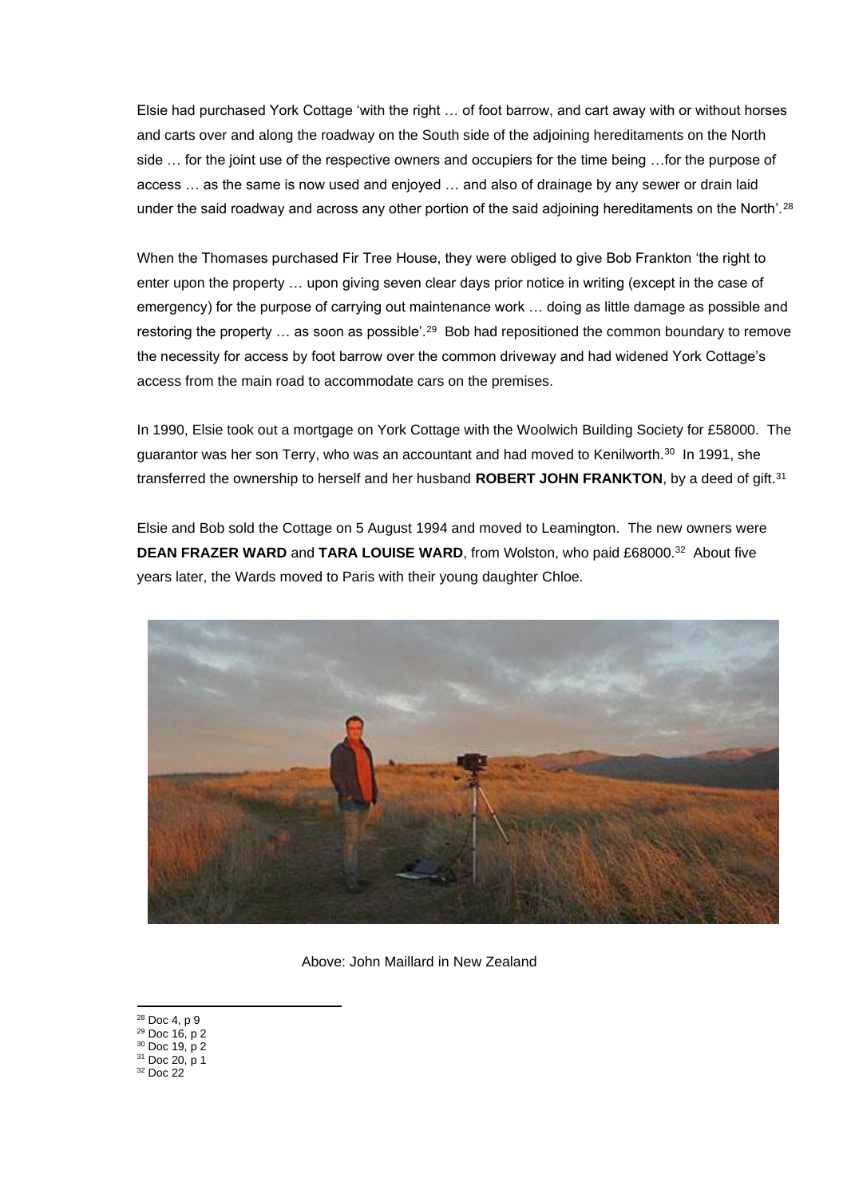Elsie had purchased York Cottage 'with the right … of foot barrow, and cart away with or without horses and carts over and along the roadway on the South side of the adjoining hereditaments on the North side … for the joint use of the respective owners and occupiers for the time being …for the purpose of access … as the same is now used and enjoyed … and also of drainage by any sewer or drain laid under the said roadway and across any other portion of the said adjoining hereditaments on the North'.[28]

When the Thomases purchased Fir Tree House, they were obliged to give Bob Frankton 'the right to enter upon the property … upon giving seven clear days prior notice in writing (except in the case of emergency) for the purpose of carrying out maintenance work … doing as little damage as possible and restoring the property … as soon as possible'.[29] Bob had repositioned the common boundary to remove the necessity for access by foot barrow over the common driveway and had widened York Cottage's access from the main road to accommodate cars on the premises.

In 1990, Elsie took out a mortgage on York Cottage with the Woolwich Building Society for £58000. The guarantor was her son Terry, who was an accountant and had moved to Kenilworth.[30] In 1991, she transferred the ownership to herself and her husband **ROBERT JOHN FRANKTON**, by a deed of gift.[31]

Elsie and Bob sold the Cottage on 5 August 1994 and moved to Leamington. The new owners were **DEAN FRAZER WARD** and **TARA LOUISE WARD**, from Wolston, who paid £68000.[32] About five years later, the Wards moved to Paris with their young daughter Chloe.

Above: John Maillard in New Zealand

[28] Doc 4, p 9
[29] Doc 16, p 2
[30] Doc 19, p 2
[31] Doc 20, p 1
[32] Doc 22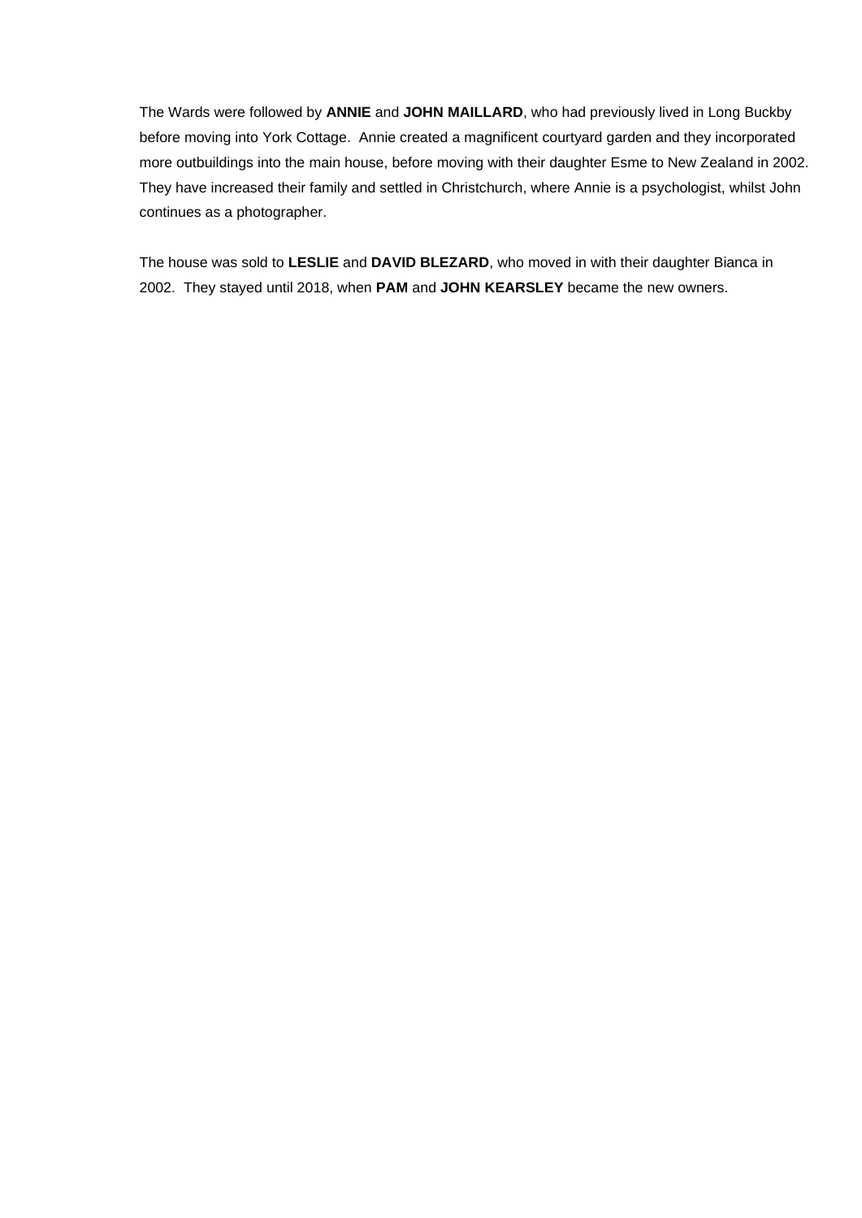The Wards were followed by **ANNIE** and **JOHN MAILLARD**, who had previously lived in Long Buckby before moving into York Cottage. Annie created a magnificent courtyard garden and they incorporated more outbuildings into the main house, before moving with their daughter Esme to New Zealand in 2002. They have increased their family and settled in Christchurch, where Annie is a psychologist, whilst John continues as a photographer.

The house was sold to **LESLIE** and **DAVID BLEZARD**, who moved in with their daughter Bianca in 2002. They stayed until 2018, when **PAM** and **JOHN KEARSLEY** became the new owners.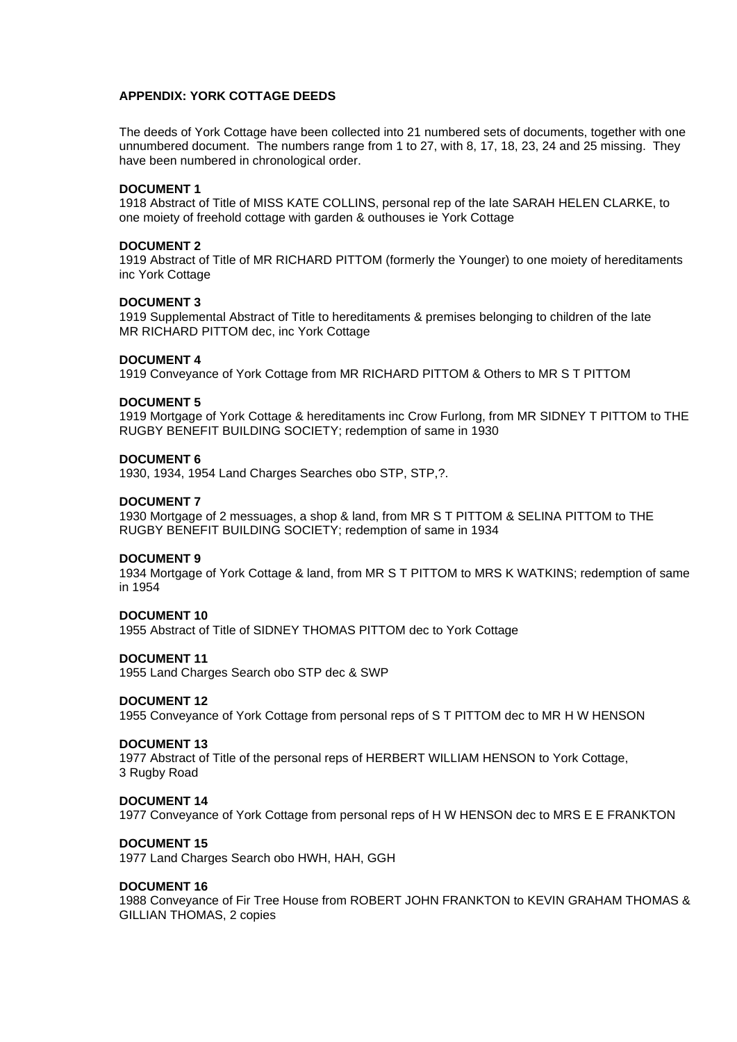**APPENDIX: YORK COTTAGE DEEDS**

The deeds of York Cottage have been collected into 21 numbered sets of documents, together with one unnumbered document. The numbers range from 1 to 27, with 8, 17, 18, 23, 24 and 25 missing. They have been numbered in chronological order.

**DOCUMENT 1**
1918 Abstract of Title of MISS KATE COLLINS, personal rep of the late SARAH HELEN CLARKE, to one moiety of freehold cottage with garden & outhouses ie York Cottage

**DOCUMENT 2**
1919 Abstract of Title of MR RICHARD PITTOM (formerly the Younger) to one moiety of hereditaments inc York Cottage

**DOCUMENT 3**
1919 Supplemental Abstract of Title to hereditaments & premises belonging to children of the late MR RICHARD PITTOM dec, inc York Cottage

**DOCUMENT 4**
1919 Conveyance of York Cottage from MR RICHARD PITTOM & Others to MR S T PITTOM

**DOCUMENT 5**
1919 Mortgage of York Cottage & hereditaments inc Crow Furlong, from MR SIDNEY T PITTOM to THE RUGBY BENEFIT BUILDING SOCIETY; redemption of same in 1930

**DOCUMENT 6**
1930, 1934, 1954 Land Charges Searches obo STP, STP,?.

**DOCUMENT 7**
1930 Mortgage of 2 messuages, a shop & land, from MR S T PITTOM & SELINA PITTOM to THE RUGBY BENEFIT BUILDING SOCIETY; redemption of same in 1934

**DOCUMENT 9**
1934 Mortgage of York Cottage & land, from MR S T PITTOM to MRS K WATKINS; redemption of same in 1954

**DOCUMENT 10**
1955 Abstract of Title of SIDNEY THOMAS PITTOM dec to York Cottage

**DOCUMENT 11**
1955 Land Charges Search obo STP dec & SWP

**DOCUMENT 12**
1955 Conveyance of York Cottage from personal reps of S T PITTOM dec to MR H W HENSON

**DOCUMENT 13**
1977 Abstract of Title of the personal reps of HERBERT WILLIAM HENSON to York Cottage, 3 Rugby Road

**DOCUMENT 14**
1977 Conveyance of York Cottage from personal reps of H W HENSON dec to MRS E E FRANKTON

**DOCUMENT 15**
1977 Land Charges Search obo HWH, HAH, GGH

**DOCUMENT 16**
1988 Conveyance of Fir Tree House from ROBERT JOHN FRANKTON to KEVIN GRAHAM THOMAS & GILLIAN THOMAS, 2 copies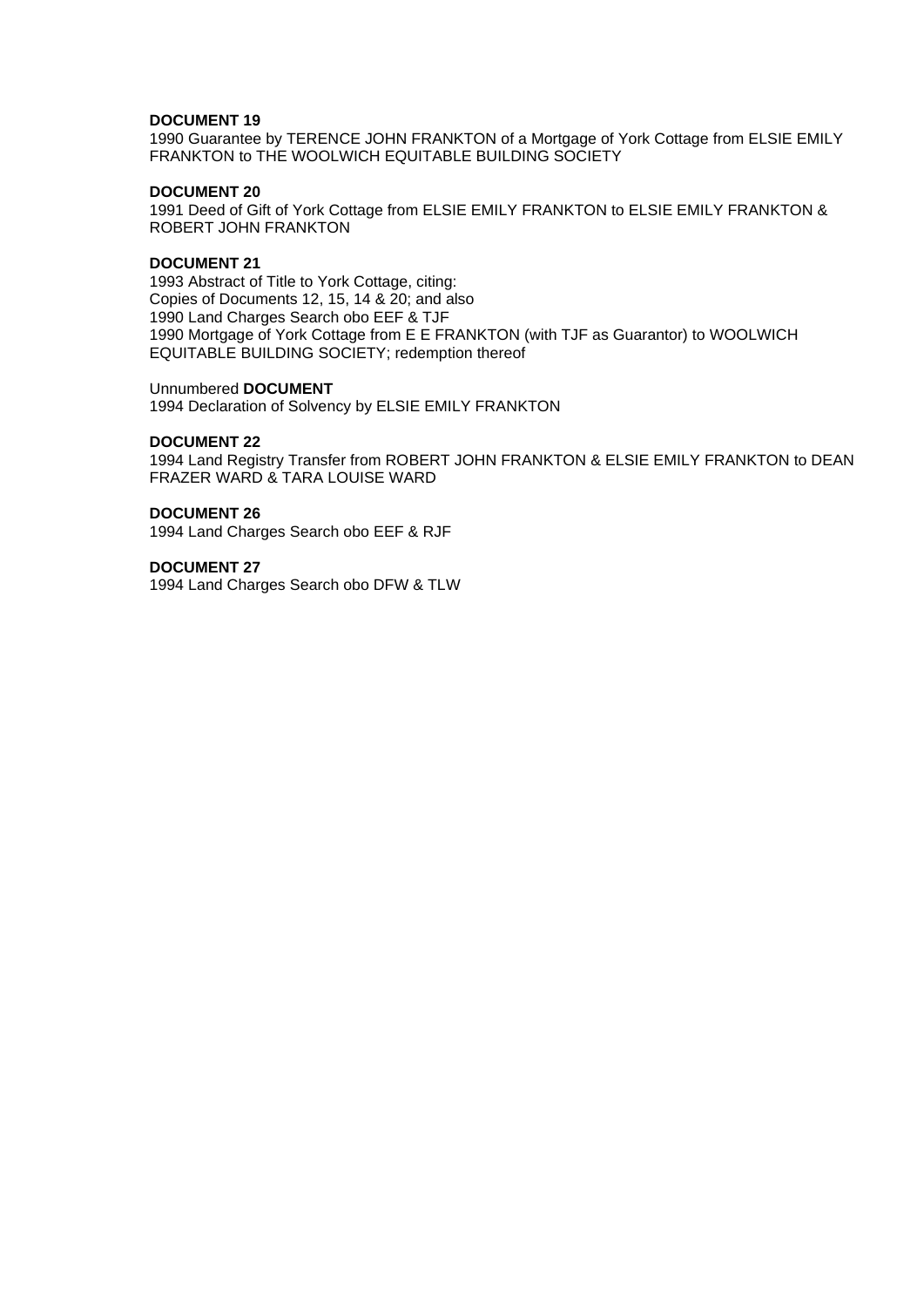**DOCUMENT 19**
1990 Guarantee by TERENCE JOHN FRANKTON of a Mortgage of York Cottage from ELSIE EMILY FRANKTON to THE WOOLWICH EQUITABLE BUILDING SOCIETY

**DOCUMENT 20**
1991 Deed of Gift of York Cottage from ELSIE EMILY FRANKTON to ELSIE EMILY FRANKTON & ROBERT JOHN FRANKTON

**DOCUMENT 21**
1993 Abstract of Title to York Cottage, citing:
Copies of Documents 12, 15, 14 & 20; and also
1990 Land Charges Search obo EEF & TJF
1990 Mortgage of York Cottage from E E FRANKTON (with TJF as Guarantor) to WOOLWICH EQUITABLE BUILDING SOCIETY; redemption thereof

Unnumbered **DOCUMENT**
1994 Declaration of Solvency by ELSIE EMILY FRANKTON

**DOCUMENT 22**
1994 Land Registry Transfer from ROBERT JOHN FRANKTON & ELSIE EMILY FRANKTON to DEAN FRAZER WARD & TARA LOUISE WARD

**DOCUMENT 26**
1994 Land Charges Search obo EEF & RJF

**DOCUMENT 27**
1994 Land Charges Search obo DFW & TLW